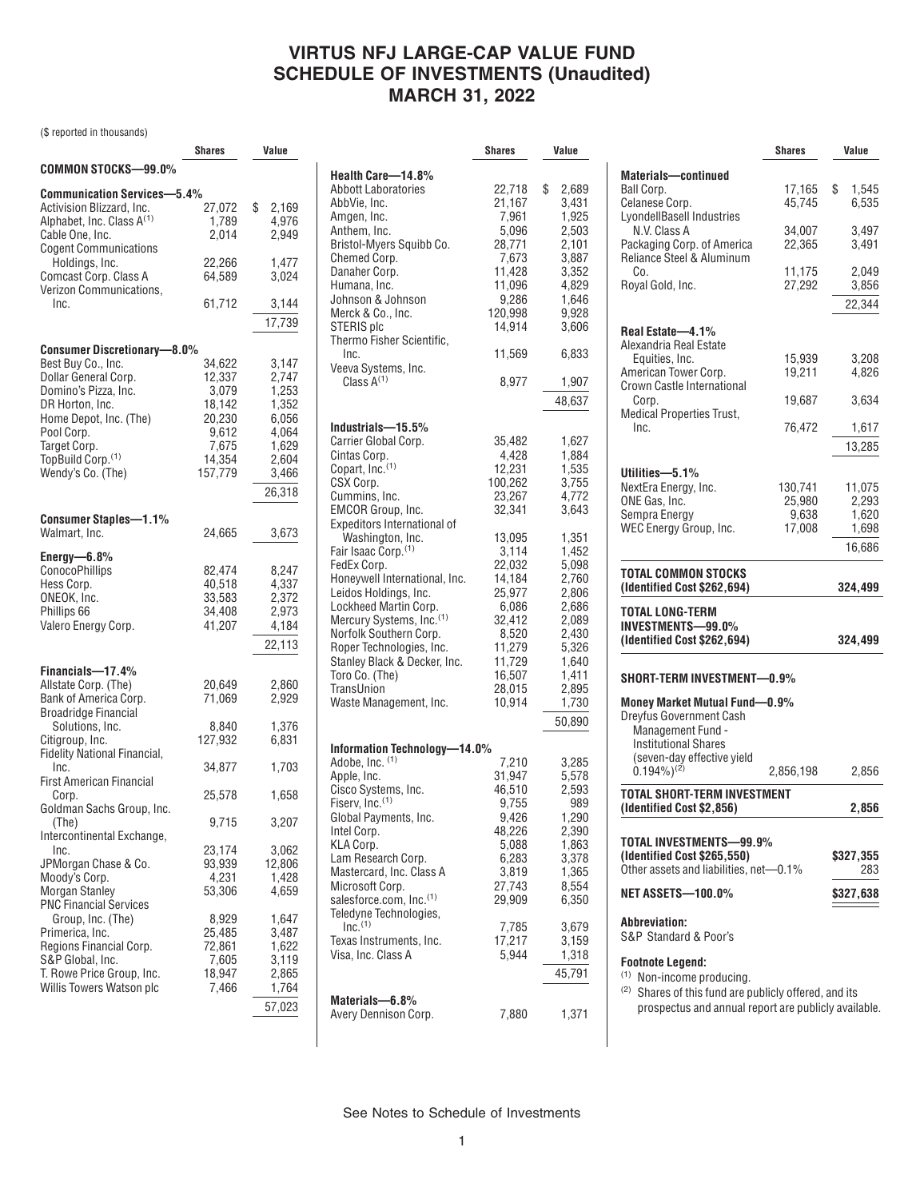# VIRTUS NFJ LARGE-CAP VALUE FUND
# SCHEDULE OF INVESTMENTS (Unaudited)
# MARCH 31, 2022

($ reported in thousands)

| | Shares | Value |
|---|---|---|
| **COMMON STOCKS—99.0%** | | |
| **Communication Services—5.4%** | | |
| Activision Blizzard, Inc. | 27,072 | $ 2,169 |
| Alphabet, Inc. Class A[(1)] | 1,789 | 4,976 |
| Cable One, Inc. | 2,014 | 2,949 |
| Cogent Communications Holdings, Inc. | 22,266 | 1,477 |
| Comcast Corp. Class A | 64,589 | 3,024 |
| Verizon Communications, Inc. | 61,712 | 3,144 |
| | | 17,739 |
| **Consumer Discretionary—8.0%** | | |
| Best Buy Co., Inc. | 34,622 | 3,147 |
| Dollar General Corp. | 12,337 | 2,747 |
| Domino's Pizza, Inc. | 3,079 | 1,253 |
| DR Horton, Inc. | 18,142 | 1,352 |
| Home Depot, Inc. (The) | 20,230 | 6,056 |
| Pool Corp. | 9,612 | 4,064 |
| Target Corp. | 7,675 | 1,629 |
| TopBuild Corp.[(1)] | 14,354 | 2,604 |
| Wendy's Co. (The) | 157,779 | 3,466 |
| | | 26,318 |
| **Consumer Staples—1.1%** | | |
| Walmart, Inc. | 24,665 | 3,673 |
| **Energy—6.8%** | | |
| ConocoPhillips | 82,474 | 8,247 |
| Hess Corp. | 40,518 | 4,337 |
| ONEOK, Inc. | 33,583 | 2,372 |
| Phillips 66 | 34,408 | 2,973 |
| Valero Energy Corp. | 41,207 | 4,184 |
| | | 22,113 |
| **Financials—17.4%** | | |
| Allstate Corp. (The) | 20,649 | 2,860 |
| Bank of America Corp. | 71,069 | 2,929 |
| Broadridge Financial Solutions, Inc. | 8,840 | 1,376 |
| Citigroup, Inc. | 127,932 | 6,831 |
| Fidelity National Financial, Inc. | 34,877 | 1,703 |
| First American Financial Corp. | 25,578 | 1,658 |
| Goldman Sachs Group, Inc. (The) | 9,715 | 3,207 |
| Intercontinental Exchange, Inc. | 23,174 | 3,062 |
| JPMorgan Chase & Co. | 93,939 | 12,806 |
| Moody's Corp. | 4,231 | 1,428 |
| Morgan Stanley | 53,306 | 4,659 |
| PNC Financial Services Group, Inc. (The) | 8,929 | 1,647 |
| Primerica, Inc. | 25,485 | 3,487 |
| Regions Financial Corp. | 72,861 | 1,622 |
| S&P Global, Inc. | 7,605 | 3,119 |
| T. Rowe Price Group, Inc. | 18,947 | 2,865 |
| Willis Towers Watson plc | 7,466 | 1,764 |
| | | 57,023 |
| **Health Care—14.8%** | | |
| Abbott Laboratories | 22,718 | $ 2,689 |
| AbbVie, Inc. | 21,167 | 3,431 |
| Amgen, Inc. | 7,961 | 1,925 |
| Anthem, Inc. | 5,096 | 2,503 |
| Bristol-Myers Squibb Co. | 28,771 | 2,101 |
| Chemed Corp. | 7,673 | 3,887 |
| Danaher Corp. | 11,428 | 3,352 |
| Humana, Inc. | 11,096 | 4,829 |
| Johnson & Johnson | 9,286 | 1,646 |
| Merck & Co., Inc. | 120,998 | 9,928 |
| STERIS plc | 14,914 | 3,606 |
| Thermo Fisher Scientific, Inc. | 11,569 | 6,833 |
| Veeva Systems, Inc. Class A[(1)] | 8,977 | 1,907 |
| | | 48,637 |
| **Industrials—15.5%** | | |
| Carrier Global Corp. | 35,482 | 1,627 |
| Cintas Corp. | 4,428 | 1,884 |
| Copart, Inc.[(1)] | 12,231 | 1,535 |
| CSX Corp. | 100,262 | 3,755 |
| Cummins, Inc. | 23,267 | 4,772 |
| EMCOR Group, Inc. | 32,341 | 3,643 |
| Expeditors International of Washington, Inc. | 13,095 | 1,351 |
| Fair Isaac Corp.[(1)] | 3,114 | 1,452 |
| FedEx Corp. | 22,032 | 5,098 |
| Honeywell International, Inc. | 14,184 | 2,760 |
| Leidos Holdings, Inc. | 25,977 | 2,806 |
| Lockheed Martin Corp. | 6,086 | 2,686 |
| Mercury Systems, Inc.[(1)] | 32,412 | 2,089 |
| Norfolk Southern Corp. | 8,520 | 2,430 |
| Roper Technologies, Inc. | 11,279 | 5,326 |
| Stanley Black & Decker, Inc. | 11,729 | 1,640 |
| Toro Co. (The) | 16,507 | 1,411 |
| TransUnion | 28,015 | 2,895 |
| Waste Management, Inc. | 10,914 | 1,730 |
| | | 50,890 |
| **Information Technology—14.0%** | | |
| Adobe, Inc. [(1)] | 7,210 | 3,285 |
| Apple, Inc. | 31,947 | 5,578 |
| Cisco Systems, Inc. | 46,510 | 2,593 |
| Fiserv, Inc.[(1)] | 9,755 | 989 |
| Global Payments, Inc. | 9,426 | 1,290 |
| Intel Corp. | 48,226 | 2,390 |
| KLA Corp. | 5,088 | 1,863 |
| Lam Research Corp. | 6,283 | 3,378 |
| Mastercard, Inc. Class A | 3,819 | 1,365 |
| Microsoft Corp. | 27,743 | 8,554 |
| salesforce.com, Inc.[(1)] | 29,909 | 6,350 |
| Teledyne Technologies, Inc.[(1)] | 7,785 | 3,679 |
| Texas Instruments, Inc. | 17,217 | 3,159 |
| Visa, Inc. Class A | 5,944 | 1,318 |
| | | 45,791 |
| **Materials—6.8%** | | |
| Avery Dennison Corp. | 7,880 | 1,371 |
| **Materials—continued** | | |
| Ball Corp. | 17,165 | $ 1,545 |
| Celanese Corp. | 45,745 | 6,535 |
| LyondellBasell Industries N.V. Class A | 34,007 | 3,497 |
| Packaging Corp. of America | 22,365 | 3,491 |
| Reliance Steel & Aluminum Co. | 11,175 | 2,049 |
| Royal Gold, Inc. | 27,292 | 3,856 |
| | | 22,344 |
| **Real Estate—4.1%** | | |
| Alexandria Real Estate Equities, Inc. | 15,939 | 3,208 |
| American Tower Corp. | 19,211 | 4,826 |
| Crown Castle International Corp. | 19,687 | 3,634 |
| Medical Properties Trust, Inc. | 76,472 | 1,617 |
| | | 13,285 |
| **Utilities—5.1%** | | |
| NextEra Energy, Inc. | 130,741 | 11,075 |
| ONE Gas, Inc. | 25,980 | 2,293 |
| Sempra Energy | 9,638 | 1,620 |
| WEC Energy Group, Inc. | 17,008 | 1,698 |
| | | 16,686 |
| **TOTAL COMMON STOCKS (Identified Cost $262,694)** | | **324,499** |
| **TOTAL LONG-TERM INVESTMENTS—99.0% (Identified Cost $262,694)** | | **324,499** |
| **SHORT-TERM INVESTMENT—0.9%** | | |
| **Money Market Mutual Fund—0.9%** | | |
| Dreyfus Government Cash Management Fund - Institutional Shares (seven-day effective yield 0.194%)[(2)] | 2,856,198 | 2,856 |
| **TOTAL SHORT-TERM INVESTMENT (Identified Cost $2,856)** | | **2,856** |
| **TOTAL INVESTMENTS—99.9% (Identified Cost $265,550)** | | **$327,355** |
| Other assets and liabilities, net—0.1% | | 283 |
| **NET ASSETS—100.0%** | | **$327,638** |

**Abbreviation:**
S&P Standard & Poor's

**Footnote Legend:**
(1) Non-income producing.
(2) Shares of this fund are publicly offered, and its prospectus and annual report are publicly available.

See Notes to Schedule of Investments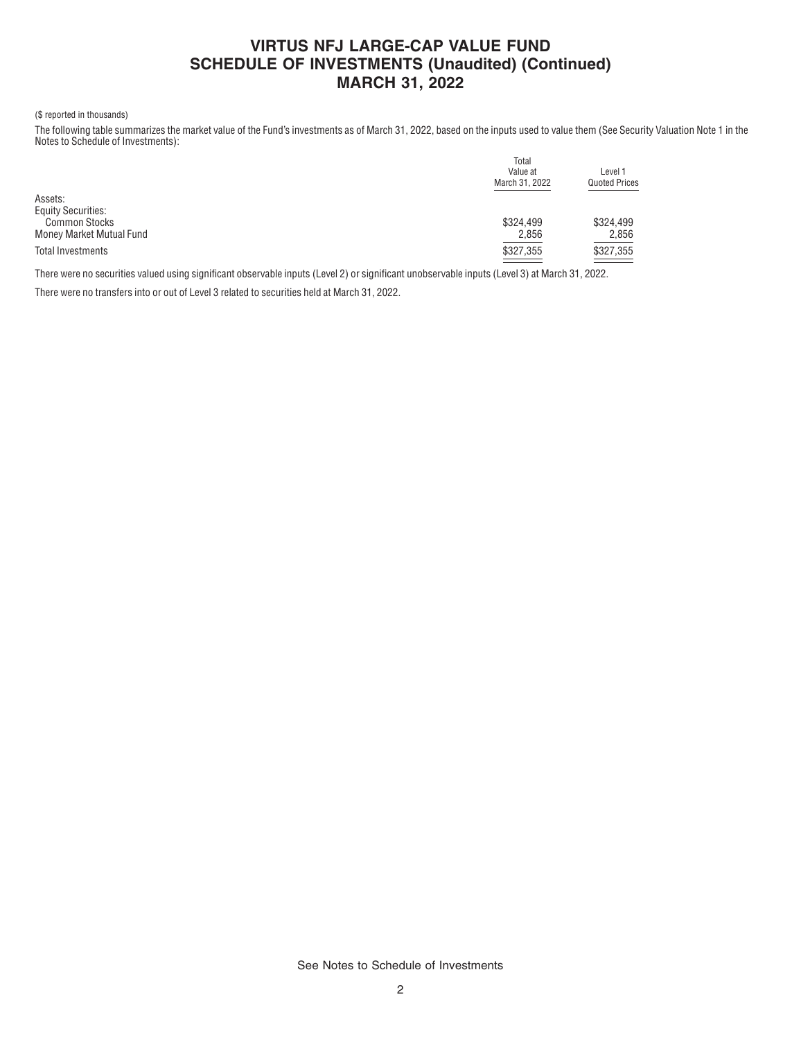# VIRTUS NFJ LARGE-CAP VALUE FUND
# SCHEDULE OF INVESTMENTS (Unaudited) (Continued)
# MARCH 31, 2022

($ reported in thousands)

The following table summarizes the market value of the Fund's investments as of March 31, 2022, based on the inputs used to value them (See Security Valuation Note 1 in the Notes to Schedule of Investments):

| | Total Value at March 31, 2022 | Level 1 Quoted Prices |
|---|---|---|
| Assets: | | |
| Equity Securities: | | |
| Common Stocks | $324,499 | $324,499 |
| Money Market Mutual Fund | 2,856 | 2,856 |
| Total Investments | $327,355 | $327,355 |

There were no securities valued using significant observable inputs (Level 2) or significant unobservable inputs (Level 3) at March 31, 2022.

There were no transfers into or out of Level 3 related to securities held at March 31, 2022.

See Notes to Schedule of Investments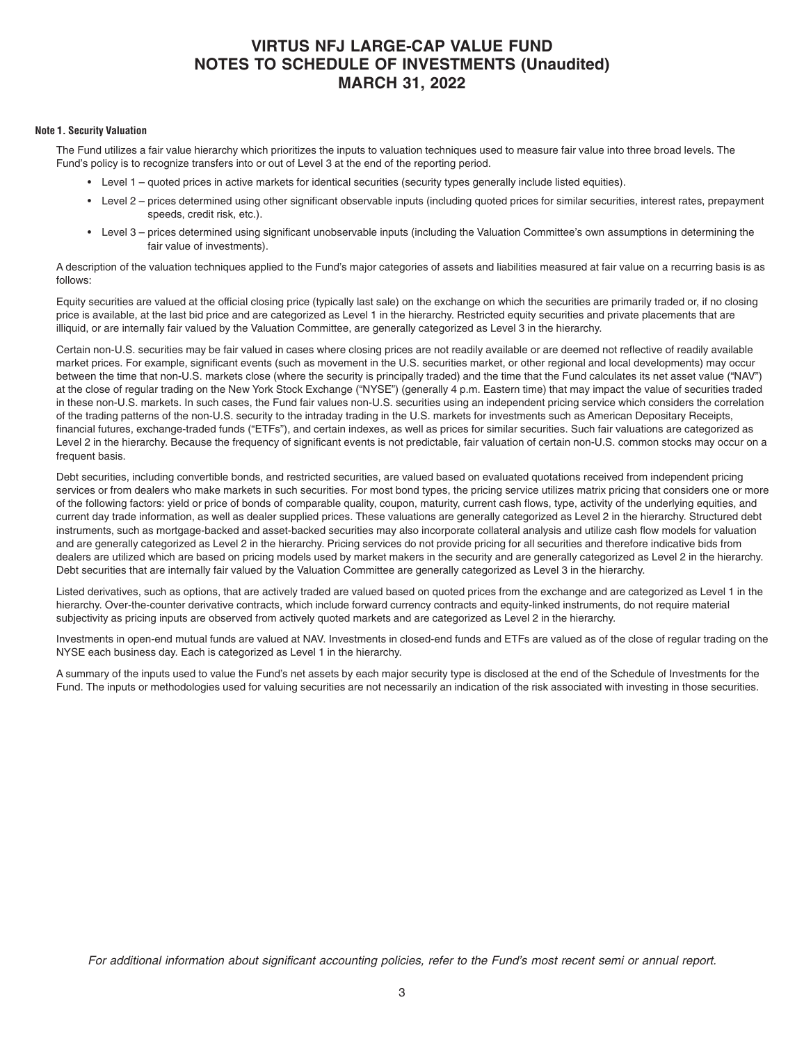# VIRTUS NFJ LARGE-CAP VALUE FUND
# NOTES TO SCHEDULE OF INVESTMENTS (Unaudited)
# MARCH 31, 2022

**Note 1. Security Valuation**

The Fund utilizes a fair value hierarchy which prioritizes the inputs to valuation techniques used to measure fair value into three broad levels. The Fund's policy is to recognize transfers into or out of Level 3 at the end of the reporting period.

- Level 1 – quoted prices in active markets for identical securities (security types generally include listed equities).
- Level 2 – prices determined using other significant observable inputs (including quoted prices for similar securities, interest rates, prepayment speeds, credit risk, etc.).
- Level 3 – prices determined using significant unobservable inputs (including the Valuation Committee's own assumptions in determining the fair value of investments).

A description of the valuation techniques applied to the Fund's major categories of assets and liabilities measured at fair value on a recurring basis is as follows:

Equity securities are valued at the official closing price (typically last sale) on the exchange on which the securities are primarily traded or, if no closing price is available, at the last bid price and are categorized as Level 1 in the hierarchy. Restricted equity securities and private placements that are illiquid, or are internally fair valued by the Valuation Committee, are generally categorized as Level 3 in the hierarchy.

Certain non-U.S. securities may be fair valued in cases where closing prices are not readily available or are deemed not reflective of readily available market prices. For example, significant events (such as movement in the U.S. securities market, or other regional and local developments) may occur between the time that non-U.S. markets close (where the security is principally traded) and the time that the Fund calculates its net asset value ("NAV") at the close of regular trading on the New York Stock Exchange ("NYSE") (generally 4 p.m. Eastern time) that may impact the value of securities traded in these non-U.S. markets. In such cases, the Fund fair values non-U.S. securities using an independent pricing service which considers the correlation of the trading patterns of the non-U.S. security to the intraday trading in the U.S. markets for investments such as American Depositary Receipts, financial futures, exchange-traded funds ("ETFs"), and certain indexes, as well as prices for similar securities. Such fair valuations are categorized as Level 2 in the hierarchy. Because the frequency of significant events is not predictable, fair valuation of certain non-U.S. common stocks may occur on a frequent basis.

Debt securities, including convertible bonds, and restricted securities, are valued based on evaluated quotations received from independent pricing services or from dealers who make markets in such securities. For most bond types, the pricing service utilizes matrix pricing that considers one or more of the following factors: yield or price of bonds of comparable quality, coupon, maturity, current cash flows, type, activity of the underlying equities, and current day trade information, as well as dealer supplied prices. These valuations are generally categorized as Level 2 in the hierarchy. Structured debt instruments, such as mortgage-backed and asset-backed securities may also incorporate collateral analysis and utilize cash flow models for valuation and are generally categorized as Level 2 in the hierarchy. Pricing services do not provide pricing for all securities and therefore indicative bids from dealers are utilized which are based on pricing models used by market makers in the security and are generally categorized as Level 2 in the hierarchy. Debt securities that are internally fair valued by the Valuation Committee are generally categorized as Level 3 in the hierarchy.

Listed derivatives, such as options, that are actively traded are valued based on quoted prices from the exchange and are categorized as Level 1 in the hierarchy. Over-the-counter derivative contracts, which include forward currency contracts and equity-linked instruments, do not require material subjectivity as pricing inputs are observed from actively quoted markets and are categorized as Level 2 in the hierarchy.

Investments in open-end mutual funds are valued at NAV. Investments in closed-end funds and ETFs are valued as of the close of regular trading on the NYSE each business day. Each is categorized as Level 1 in the hierarchy.

A summary of the inputs used to value the Fund's net assets by each major security type is disclosed at the end of the Schedule of Investments for the Fund. The inputs or methodologies used for valuing securities are not necessarily an indication of the risk associated with investing in those securities.

*For additional information about significant accounting policies, refer to the Fund's most recent semi or annual report.*